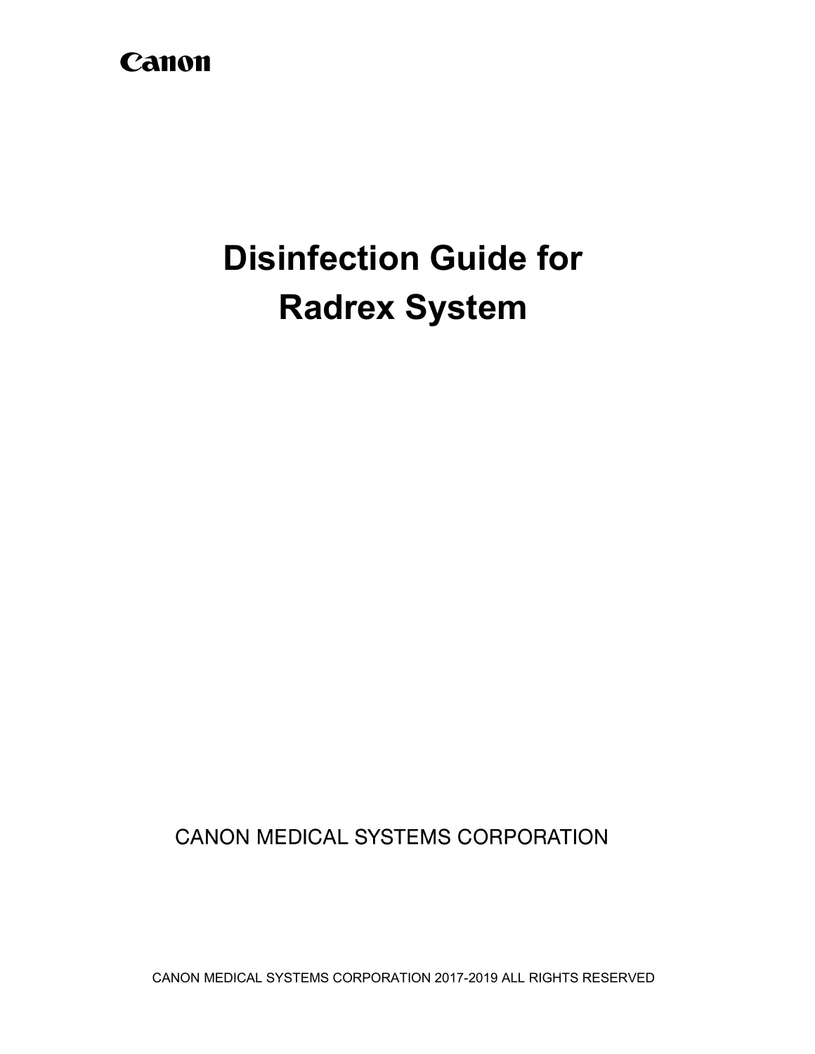Canon

# Disinfection Guide for Radrex System

CANON MEDICAL SYSTEMS CORPORATION

CANON MEDICAL SYSTEMS CORPORATION 2017-2019 ALL RIGHTS RESERVED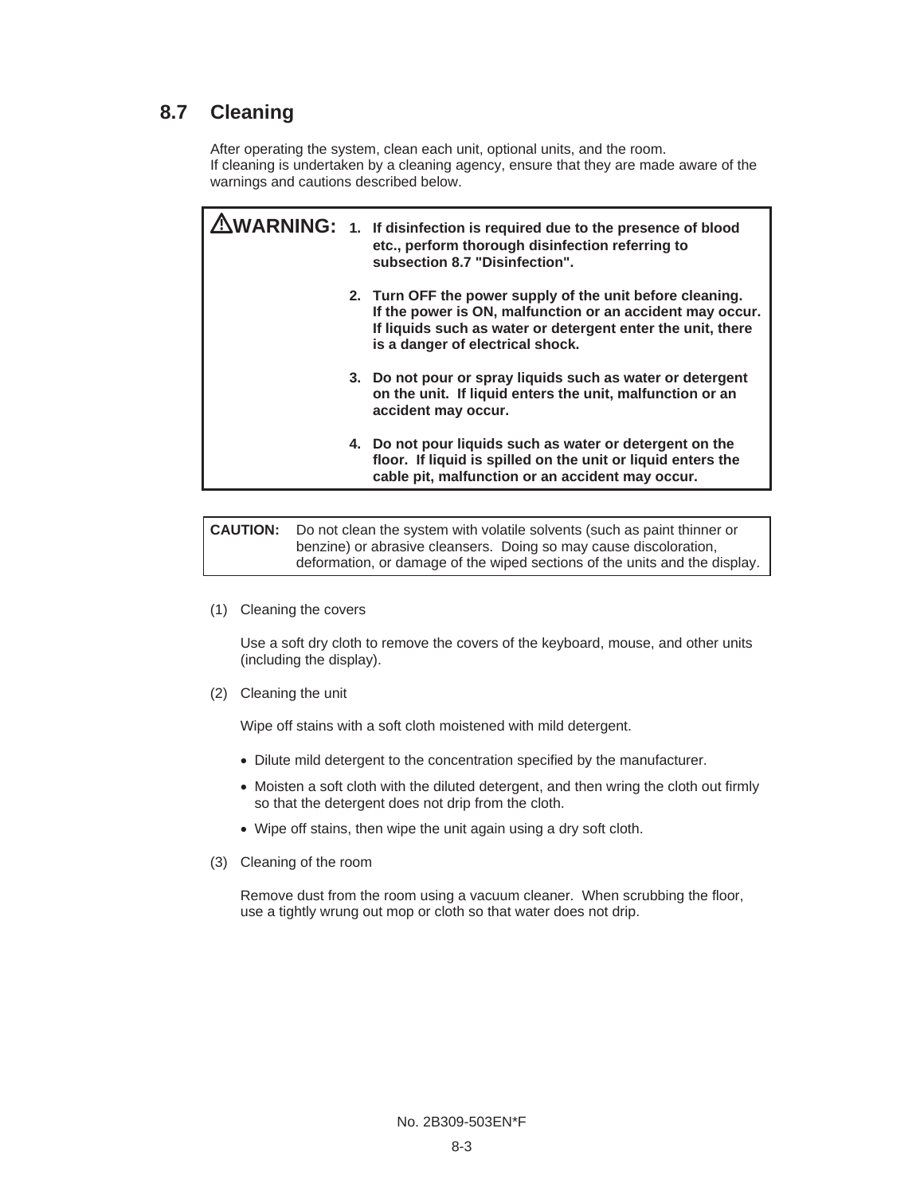## 8.7 Cleaning

After operating the system, clean each unit, optional units, and the room.
If cleaning is undertaken by a cleaning agency, ensure that they are made aware of the warnings and cautions described below.

**⚠WARNING:**

1. **If disinfection is required due to the presence of blood etc., perform thorough disinfection referring to subsection 8.7 "Disinfection".**
2. **Turn OFF the power supply of the unit before cleaning. If the power is ON, malfunction or an accident may occur. If liquids such as water or detergent enter the unit, there is a danger of electrical shock.**
3. **Do not pour or spray liquids such as water or detergent on the unit. If liquid enters the unit, malfunction or an accident may occur.**
4. **Do not pour liquids such as water or detergent on the floor. If liquid is spilled on the unit or liquid enters the cable pit, malfunction or an accident may occur.**

**CAUTION:** Do not clean the system with volatile solvents (such as paint thinner or benzine) or abrasive cleansers. Doing so may cause discoloration, deformation, or damage of the wiped sections of the units and the display.

(1) Cleaning the covers

Use a soft dry cloth to remove the covers of the keyboard, mouse, and other units (including the display).

(2) Cleaning the unit

Wipe off stains with a soft cloth moistened with mild detergent.

- Dilute mild detergent to the concentration specified by the manufacturer.
- Moisten a soft cloth with the diluted detergent, and then wring the cloth out firmly so that the detergent does not drip from the cloth.
- Wipe off stains, then wipe the unit again using a dry soft cloth.

(3) Cleaning of the room

Remove dust from the room using a vacuum cleaner. When scrubbing the floor, use a tightly wrung out mop or cloth so that water does not drip.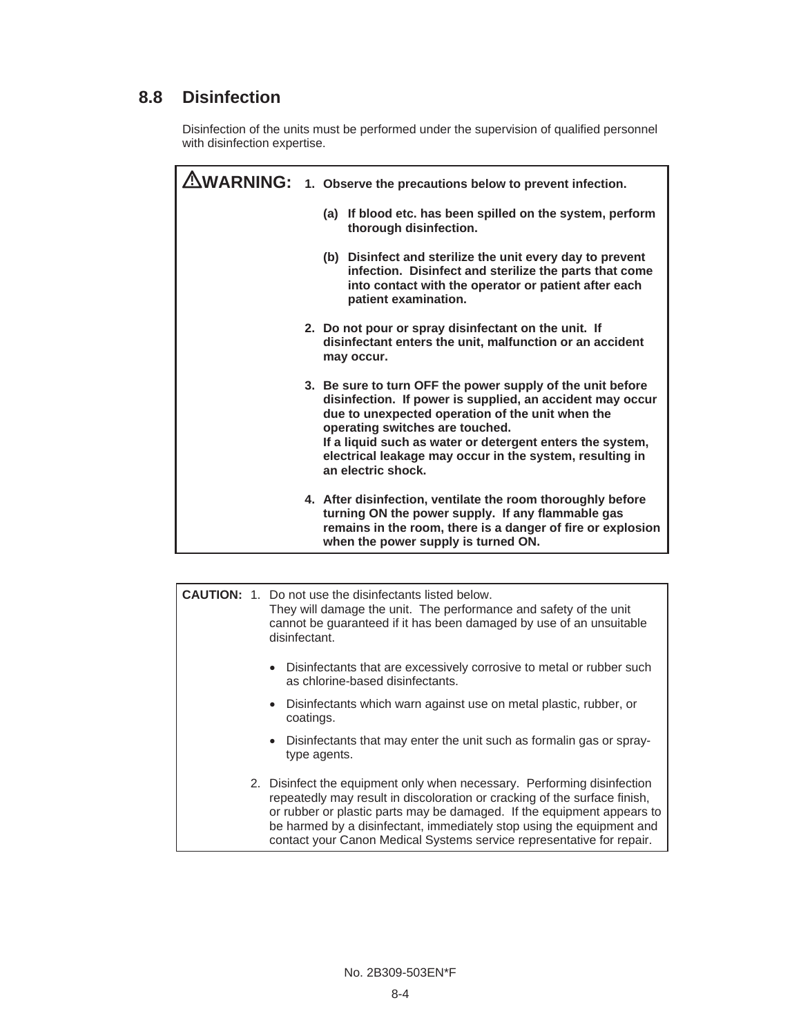## 8.8 Disinfection

Disinfection of the units must be performed under the supervision of qualified personnel with disinfection expertise.

**⚠WARNING:**

1. **Observe the precautions below to prevent infection.**

   **(a) If blood etc. has been spilled on the system, perform thorough disinfection.**

   **(b) Disinfect and sterilize the unit every day to prevent infection. Disinfect and sterilize the parts that come into contact with the operator or patient after each patient examination.**

2. **Do not pour or spray disinfectant on the unit. If disinfectant enters the unit, malfunction or an accident may occur.**

3. **Be sure to turn OFF the power supply of the unit before disinfection. If power is supplied, an accident may occur due to unexpected operation of the unit when the operating switches are touched.**
   **If a liquid such as water or detergent enters the system, electrical leakage may occur in the system, resulting in an electric shock.**

4. **After disinfection, ventilate the room thoroughly before turning ON the power supply. If any flammable gas remains in the room, there is a danger of fire or explosion when the power supply is turned ON.**

**CAUTION:**

1. Do not use the disinfectants listed below.
   They will damage the unit. The performance and safety of the unit cannot be guaranteed if it has been damaged by use of an unsuitable disinfectant.

   - Disinfectants that are excessively corrosive to metal or rubber such as chlorine-based disinfectants.
   - Disinfectants which warn against use on metal plastic, rubber, or coatings.
   - Disinfectants that may enter the unit such as formalin gas or spray-type agents.

2. Disinfect the equipment only when necessary. Performing disinfection repeatedly may result in discoloration or cracking of the surface finish, or rubber or plastic parts may be damaged. If the equipment appears to be harmed by a disinfectant, immediately stop using the equipment and contact your Canon Medical Systems service representative for repair.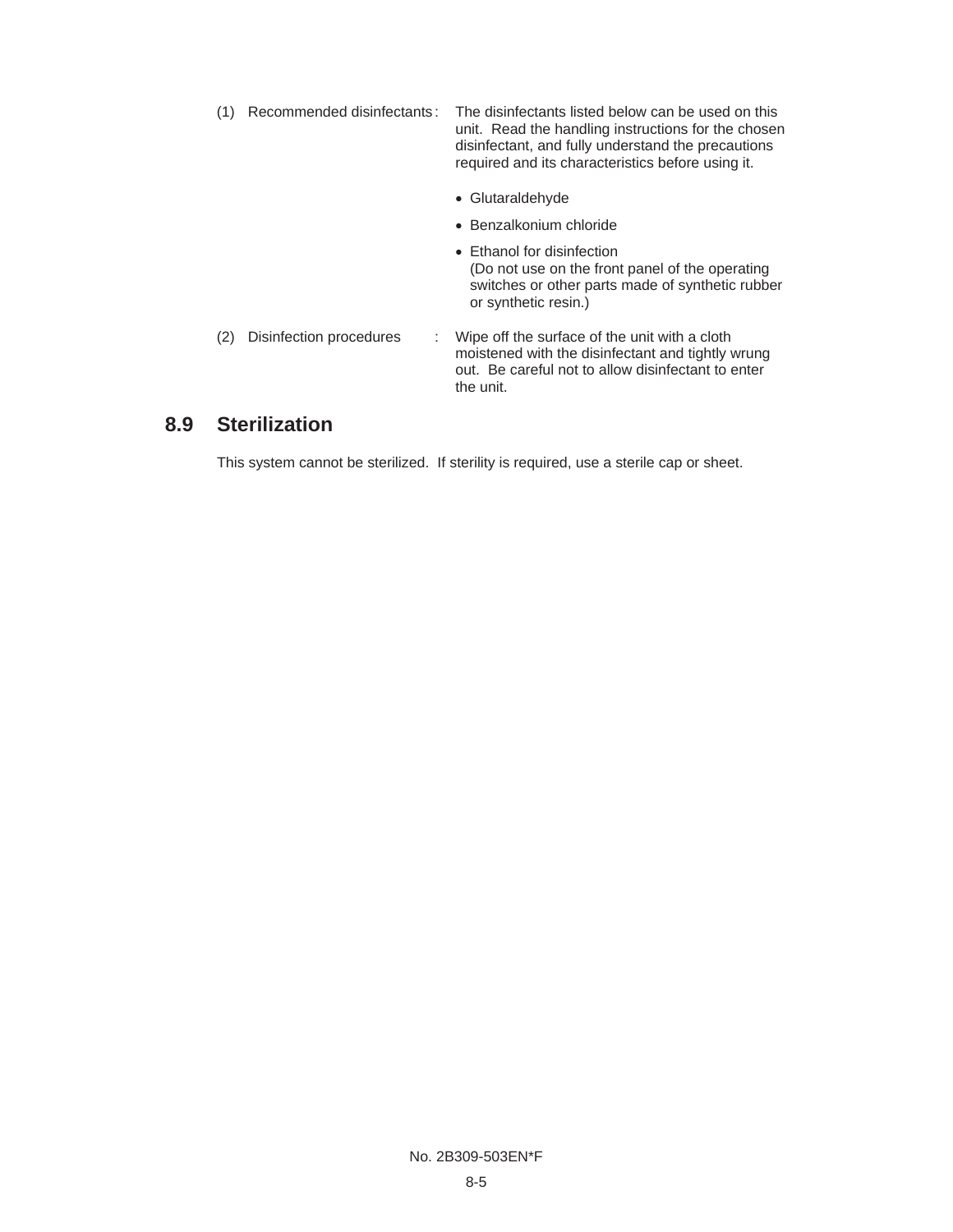(1) Recommended disinfectants : The disinfectants listed below can be used on this unit. Read the handling instructions for the chosen disinfectant, and fully understand the precautions required and its characteristics before using it.

- Glutaraldehyde
- Benzalkonium chloride
- Ethanol for disinfection
  (Do not use on the front panel of the operating switches or other parts made of synthetic rubber or synthetic resin.)

(2) Disinfection procedures : Wipe off the surface of the unit with a cloth moistened with the disinfectant and tightly wrung out. Be careful not to allow disinfectant to enter the unit.

## 8.9 Sterilization

This system cannot be sterilized. If sterility is required, use a sterile cap or sheet.

No. 2B309-503EN*F